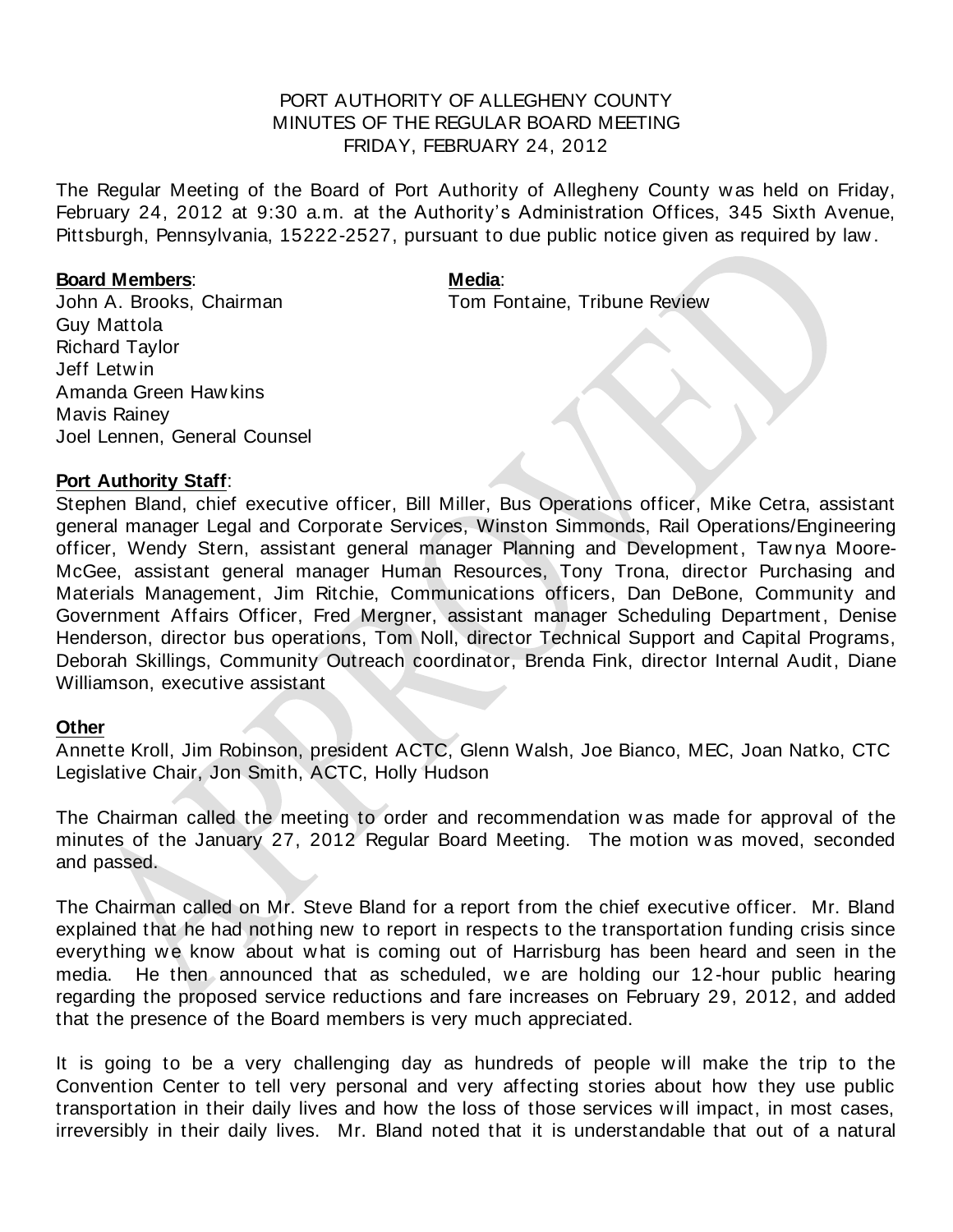PORT AUTHORITY OF ALLEGHENY COUNTY
MINUTES OF THE REGULAR BOARD MEETING
FRIDAY, FEBRUARY 24, 2012

The Regular Meeting of the Board of Port Authority of Allegheny County was held on Friday, February 24, 2012 at 9:30 a.m. at the Authority's Administration Offices, 345 Sixth Avenue, Pittsburgh, Pennsylvania, 15222-2527, pursuant to due public notice given as required by law.

**Board Members**:
John A. Brooks, Chairman
Guy Mattola
Richard Taylor
Jeff Letwin
Amanda Green Hawkins
Mavis Rainey
Joel Lennen, General Counsel

**Media**:
Tom Fontaine, Tribune Review

**Port Authority Staff**:
Stephen Bland, chief executive officer, Bill Miller, Bus Operations officer, Mike Cetra, assistant general manager Legal and Corporate Services, Winston Simmonds, Rail Operations/Engineering officer, Wendy Stern, assistant general manager Planning and Development, Tawnya Moore-McGee, assistant general manager Human Resources, Tony Trona, director Purchasing and Materials Management, Jim Ritchie, Communications officers, Dan DeBone, Community and Government Affairs Officer, Fred Mergner, assistant manager Scheduling Department, Denise Henderson, director bus operations, Tom Noll, director Technical Support and Capital Programs, Deborah Skillings, Community Outreach coordinator, Brenda Fink, director Internal Audit, Diane Williamson, executive assistant

**Other**
Annette Kroll, Jim Robinson, president ACTC, Glenn Walsh, Joe Bianco, MEC, Joan Natko, CTC Legislative Chair, Jon Smith, ACTC, Holly Hudson

The Chairman called the meeting to order and recommendation was made for approval of the minutes of the January 27, 2012 Regular Board Meeting. The motion was moved, seconded and passed.

The Chairman called on Mr. Steve Bland for a report from the chief executive officer. Mr. Bland explained that he had nothing new to report in respects to the transportation funding crisis since everything we know about what is coming out of Harrisburg has been heard and seen in the media. He then announced that as scheduled, we are holding our 12-hour public hearing regarding the proposed service reductions and fare increases on February 29, 2012, and added that the presence of the Board members is very much appreciated.

It is going to be a very challenging day as hundreds of people will make the trip to the Convention Center to tell very personal and very affecting stories about how they use public transportation in their daily lives and how the loss of those services will impact, in most cases, irreversibly in their daily lives. Mr. Bland noted that it is understandable that out of a natural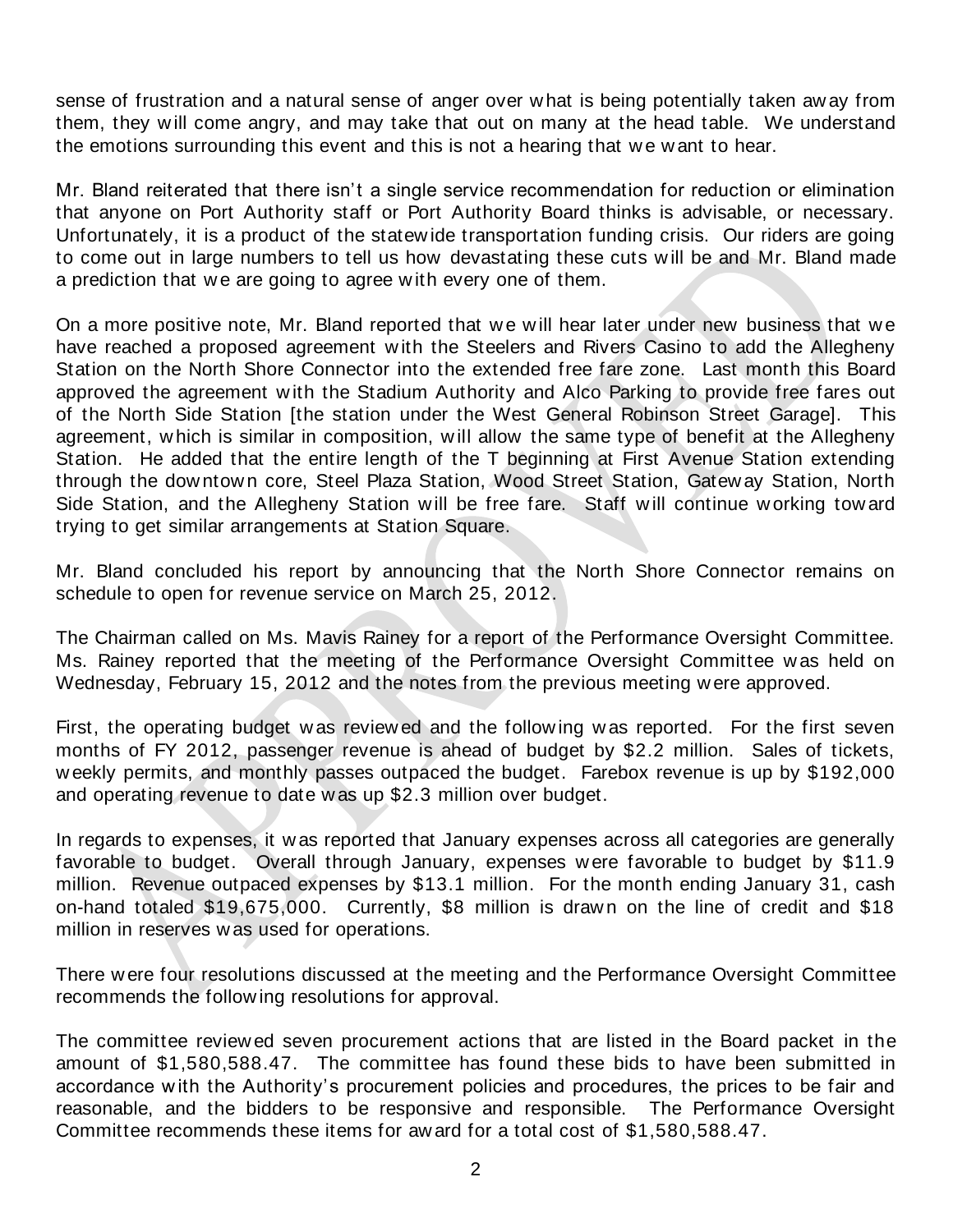sense of frustration and a natural sense of anger over what is being potentially taken away from them, they will come angry, and may take that out on many at the head table. We understand the emotions surrounding this event and this is not a hearing that we want to hear.

Mr. Bland reiterated that there isn't a single service recommendation for reduction or elimination that anyone on Port Authority staff or Port Authority Board thinks is advisable, or necessary. Unfortunately, it is a product of the statewide transportation funding crisis. Our riders are going to come out in large numbers to tell us how devastating these cuts will be and Mr. Bland made a prediction that we are going to agree with every one of them.

On a more positive note, Mr. Bland reported that we will hear later under new business that we have reached a proposed agreement with the Steelers and Rivers Casino to add the Allegheny Station on the North Shore Connector into the extended free fare zone. Last month this Board approved the agreement with the Stadium Authority and Alco Parking to provide free fares out of the North Side Station [the station under the West General Robinson Street Garage]. This agreement, which is similar in composition, will allow the same type of benefit at the Allegheny Station. He added that the entire length of the T beginning at First Avenue Station extending through the downtown core, Steel Plaza Station, Wood Street Station, Gateway Station, North Side Station, and the Allegheny Station will be free fare. Staff will continue working toward trying to get similar arrangements at Station Square.

Mr. Bland concluded his report by announcing that the North Shore Connector remains on schedule to open for revenue service on March 25, 2012.

The Chairman called on Ms. Mavis Rainey for a report of the Performance Oversight Committee. Ms. Rainey reported that the meeting of the Performance Oversight Committee was held on Wednesday, February 15, 2012 and the notes from the previous meeting were approved.

First, the operating budget was reviewed and the following was reported. For the first seven months of FY 2012, passenger revenue is ahead of budget by $2.2 million. Sales of tickets, weekly permits, and monthly passes outpaced the budget. Farebox revenue is up by $192,000 and operating revenue to date was up $2.3 million over budget.

In regards to expenses, it was reported that January expenses across all categories are generally favorable to budget. Overall through January, expenses were favorable to budget by $11.9 million. Revenue outpaced expenses by $13.1 million. For the month ending January 31, cash on-hand totaled $19,675,000. Currently, $8 million is drawn on the line of credit and $18 million in reserves was used for operations.

There were four resolutions discussed at the meeting and the Performance Oversight Committee recommends the following resolutions for approval.

The committee reviewed seven procurement actions that are listed in the Board packet in the amount of $1,580,588.47. The committee has found these bids to have been submitted in accordance with the Authority's procurement policies and procedures, the prices to be fair and reasonable, and the bidders to be responsive and responsible. The Performance Oversight Committee recommends these items for award for a total cost of $1,580,588.47.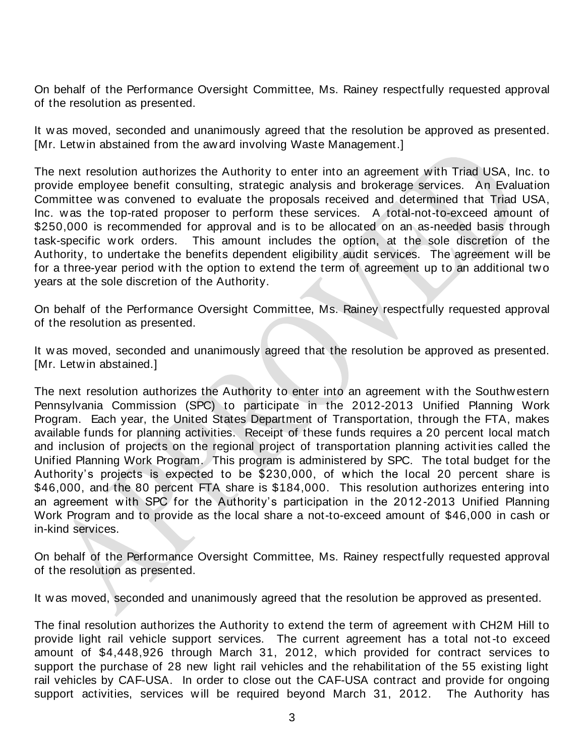On behalf of the Performance Oversight Committee, Ms. Rainey respectfully requested approval of the resolution as presented.

It was moved, seconded and unanimously agreed that the resolution be approved as presented. [Mr. Letwin abstained from the award involving Waste Management.]

The next resolution authorizes the Authority to enter into an agreement with Triad USA, Inc. to provide employee benefit consulting, strategic analysis and brokerage services. An Evaluation Committee was convened to evaluate the proposals received and determined that Triad USA, Inc. was the top-rated proposer to perform these services. A total-not-to-exceed amount of $250,000 is recommended for approval and is to be allocated on an as-needed basis through task-specific work orders. This amount includes the option, at the sole discretion of the Authority, to undertake the benefits dependent eligibility audit services. The agreement will be for a three-year period with the option to extend the term of agreement up to an additional two years at the sole discretion of the Authority.

On behalf of the Performance Oversight Committee, Ms. Rainey respectfully requested approval of the resolution as presented.

It was moved, seconded and unanimously agreed that the resolution be approved as presented. [Mr. Letwin abstained.]

The next resolution authorizes the Authority to enter into an agreement with the Southwestern Pennsylvania Commission (SPC) to participate in the 2012-2013 Unified Planning Work Program. Each year, the United States Department of Transportation, through the FTA, makes available funds for planning activities. Receipt of these funds requires a 20 percent local match and inclusion of projects on the regional project of transportation planning activities called the Unified Planning Work Program. This program is administered by SPC. The total budget for the Authority's projects is expected to be $230,000, of which the local 20 percent share is $46,000, and the 80 percent FTA share is $184,000. This resolution authorizes entering into an agreement with SPC for the Authority's participation in the 2012-2013 Unified Planning Work Program and to provide as the local share a not-to-exceed amount of $46,000 in cash or in-kind services.

On behalf of the Performance Oversight Committee, Ms. Rainey respectfully requested approval of the resolution as presented.

It was moved, seconded and unanimously agreed that the resolution be approved as presented.

The final resolution authorizes the Authority to extend the term of agreement with CH2M Hill to provide light rail vehicle support services. The current agreement has a total not-to exceed amount of $4,448,926 through March 31, 2012, which provided for contract services to support the purchase of 28 new light rail vehicles and the rehabilitation of the 55 existing light rail vehicles by CAF-USA. In order to close out the CAF-USA contract and provide for ongoing support activities, services will be required beyond March 31, 2012. The Authority has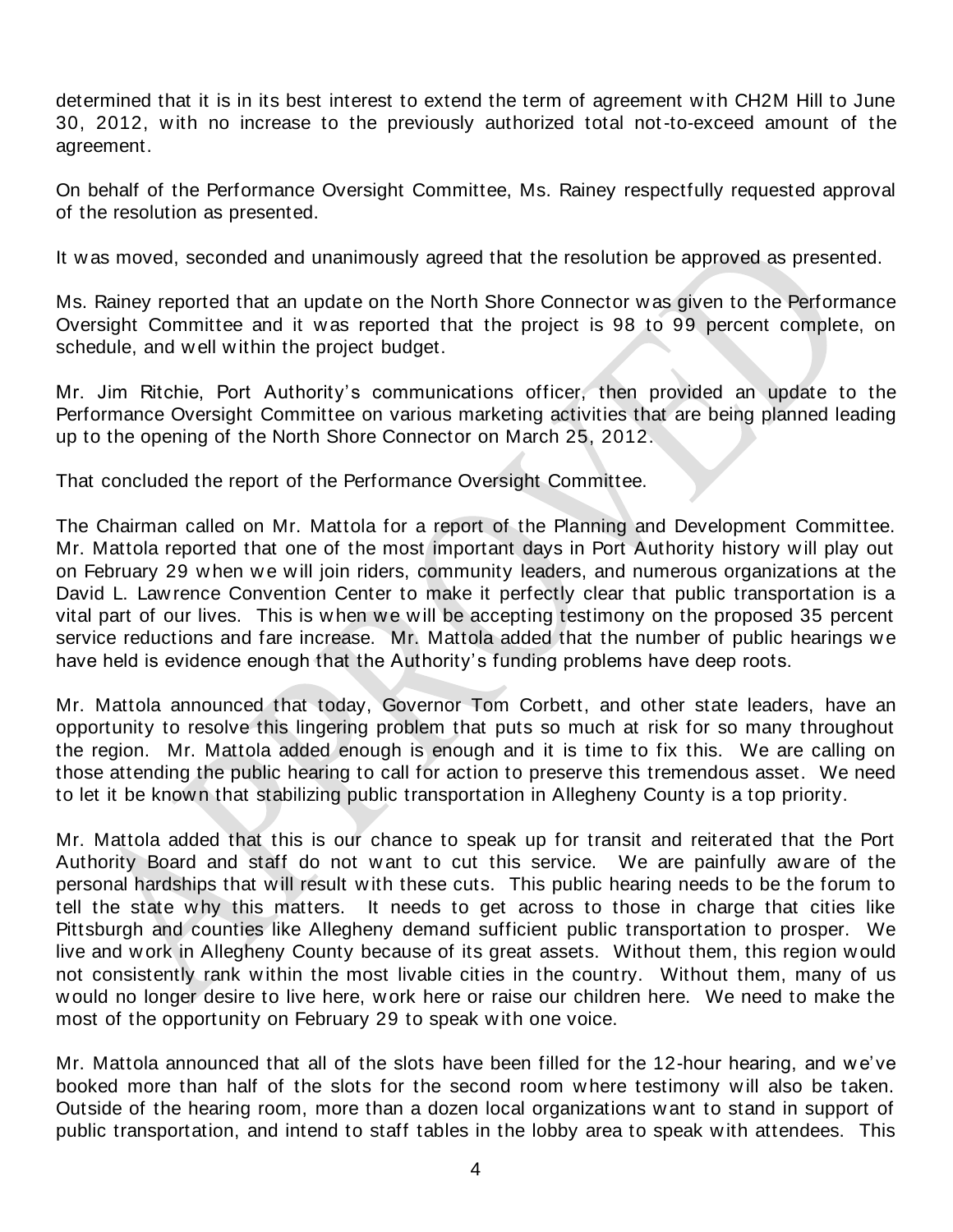determined that it is in its best interest to extend the term of agreement with CH2M Hill to June 30, 2012, with no increase to the previously authorized total not-to-exceed amount of the agreement.

On behalf of the Performance Oversight Committee, Ms. Rainey respectfully requested approval of the resolution as presented.

It was moved, seconded and unanimously agreed that the resolution be approved as presented.

Ms. Rainey reported that an update on the North Shore Connector was given to the Performance Oversight Committee and it was reported that the project is 98 to 99 percent complete, on schedule, and well within the project budget.

Mr. Jim Ritchie, Port Authority's communications officer, then provided an update to the Performance Oversight Committee on various marketing activities that are being planned leading up to the opening of the North Shore Connector on March 25, 2012.

That concluded the report of the Performance Oversight Committee.

The Chairman called on Mr. Mattola for a report of the Planning and Development Committee. Mr. Mattola reported that one of the most important days in Port Authority history will play out on February 29 when we will join riders, community leaders, and numerous organizations at the David L. Lawrence Convention Center to make it perfectly clear that public transportation is a vital part of our lives. This is when we will be accepting testimony on the proposed 35 percent service reductions and fare increase. Mr. Mattola added that the number of public hearings we have held is evidence enough that the Authority's funding problems have deep roots.

Mr. Mattola announced that today, Governor Tom Corbett, and other state leaders, have an opportunity to resolve this lingering problem that puts so much at risk for so many throughout the region. Mr. Mattola added enough is enough and it is time to fix this. We are calling on those attending the public hearing to call for action to preserve this tremendous asset. We need to let it be known that stabilizing public transportation in Allegheny County is a top priority.

Mr. Mattola added that this is our chance to speak up for transit and reiterated that the Port Authority Board and staff do not want to cut this service. We are painfully aware of the personal hardships that will result with these cuts. This public hearing needs to be the forum to tell the state why this matters. It needs to get across to those in charge that cities like Pittsburgh and counties like Allegheny demand sufficient public transportation to prosper. We live and work in Allegheny County because of its great assets. Without them, this region would not consistently rank within the most livable cities in the country. Without them, many of us would no longer desire to live here, work here or raise our children here. We need to make the most of the opportunity on February 29 to speak with one voice.

Mr. Mattola announced that all of the slots have been filled for the 12-hour hearing, and we've booked more than half of the slots for the second room where testimony will also be taken. Outside of the hearing room, more than a dozen local organizations want to stand in support of public transportation, and intend to staff tables in the lobby area to speak with attendees. This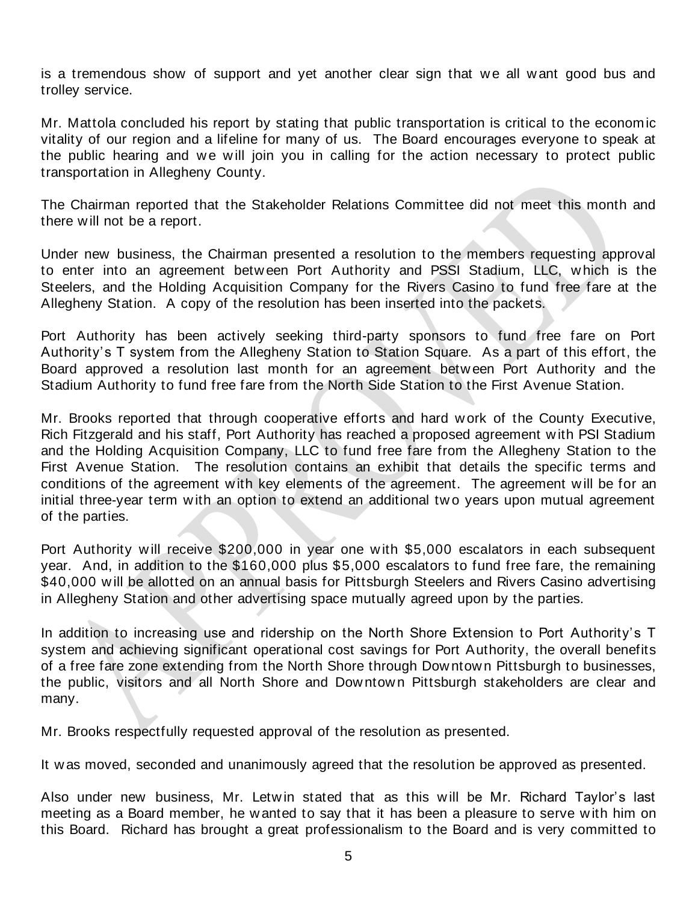is a tremendous show of support and yet another clear sign that we all want good bus and trolley service.

Mr. Mattola concluded his report by stating that public transportation is critical to the economic vitality of our region and a lifeline for many of us. The Board encourages everyone to speak at the public hearing and we will join you in calling for the action necessary to protect public transportation in Allegheny County.

The Chairman reported that the Stakeholder Relations Committee did not meet this month and there will not be a report.

Under new business, the Chairman presented a resolution to the members requesting approval to enter into an agreement between Port Authority and PSSI Stadium, LLC, which is the Steelers, and the Holding Acquisition Company for the Rivers Casino to fund free fare at the Allegheny Station. A copy of the resolution has been inserted into the packets.

Port Authority has been actively seeking third-party sponsors to fund free fare on Port Authority's T system from the Allegheny Station to Station Square. As a part of this effort, the Board approved a resolution last month for an agreement between Port Authority and the Stadium Authority to fund free fare from the North Side Station to the First Avenue Station.

Mr. Brooks reported that through cooperative efforts and hard work of the County Executive, Rich Fitzgerald and his staff, Port Authority has reached a proposed agreement with PSI Stadium and the Holding Acquisition Company, LLC to fund free fare from the Allegheny Station to the First Avenue Station. The resolution contains an exhibit that details the specific terms and conditions of the agreement with key elements of the agreement. The agreement will be for an initial three-year term with an option to extend an additional two years upon mutual agreement of the parties.

Port Authority will receive $200,000 in year one with $5,000 escalators in each subsequent year. And, in addition to the $160,000 plus $5,000 escalators to fund free fare, the remaining $40,000 will be allotted on an annual basis for Pittsburgh Steelers and Rivers Casino advertising in Allegheny Station and other advertising space mutually agreed upon by the parties.

In addition to increasing use and ridership on the North Shore Extension to Port Authority's T system and achieving significant operational cost savings for Port Authority, the overall benefits of a free fare zone extending from the North Shore through Downtown Pittsburgh to businesses, the public, visitors and all North Shore and Downtown Pittsburgh stakeholders are clear and many.

Mr. Brooks respectfully requested approval of the resolution as presented.

It was moved, seconded and unanimously agreed that the resolution be approved as presented.

Also under new business, Mr. Letwin stated that as this will be Mr. Richard Taylor's last meeting as a Board member, he wanted to say that it has been a pleasure to serve with him on this Board. Richard has brought a great professionalism to the Board and is very committed to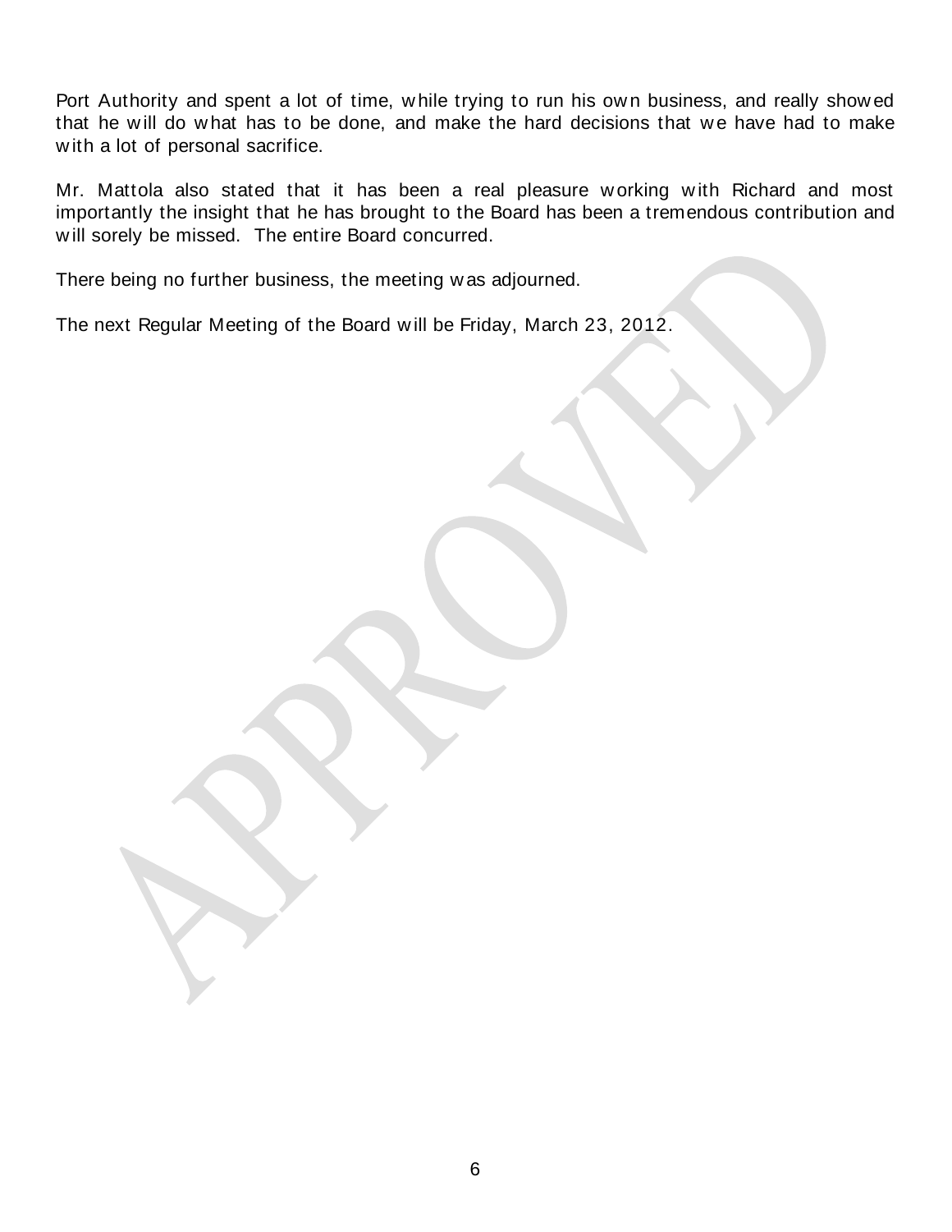Port Authority and spent a lot of time, while trying to run his own business, and really showed that he will do what has to be done, and make the hard decisions that we have had to make with a lot of personal sacrifice.

Mr. Mattola also stated that it has been a real pleasure working with Richard and most importantly the insight that he has brought to the Board has been a tremendous contribution and will sorely be missed. The entire Board concurred.

There being no further business, the meeting was adjourned.

The next Regular Meeting of the Board will be Friday, March 23, 2012.